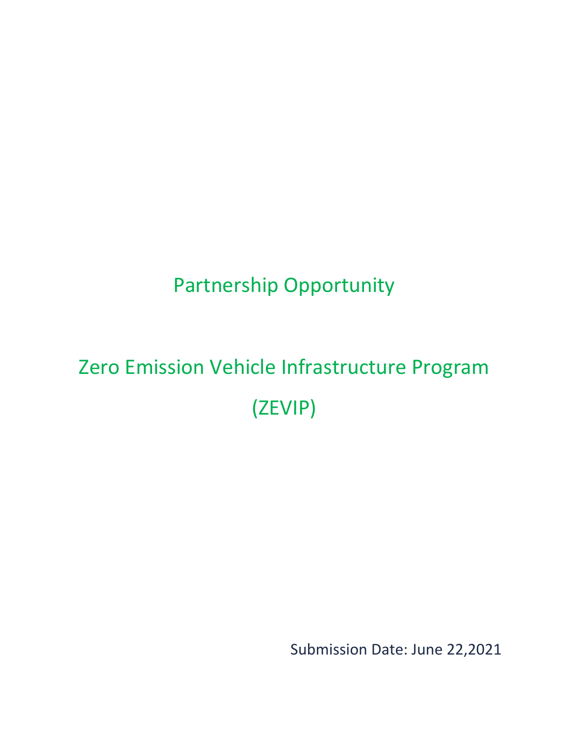# Partnership Opportunity

# Zero Emission Vehicle Infrastructure Program (ZEVIP)

Submission Date: June 22,2021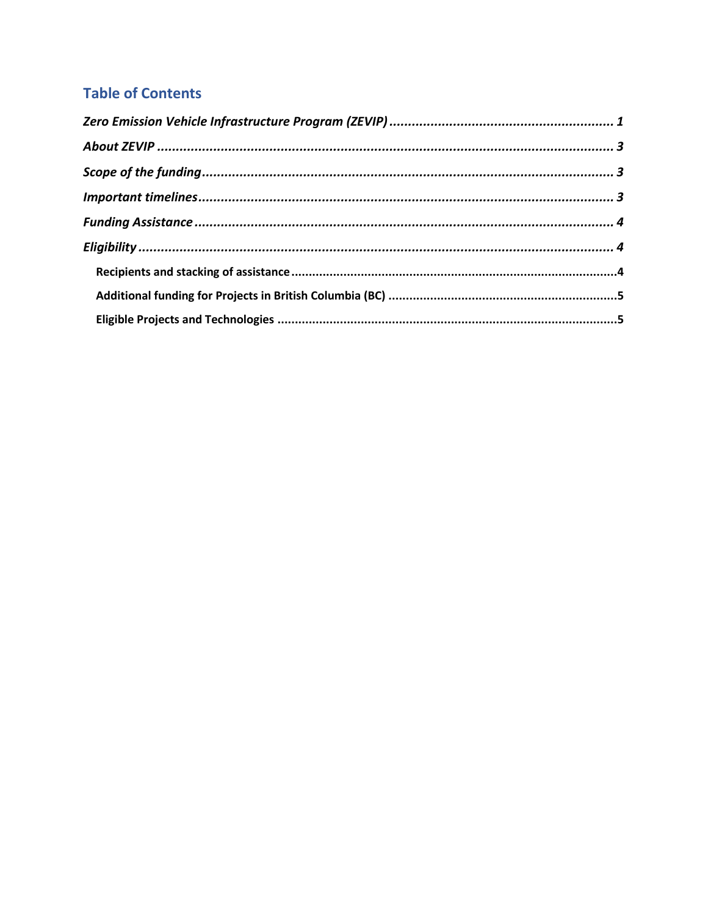## Table of Contents

*Zero Emission Vehicle Infrastructure Program (ZEVIP)* ............................................................ 1

*About ZEVIP* ........................................................................................................................ 3

*Scope of the funding* ........................................................................................................... 3

*Important timelines* ............................................................................................................. 3

*Funding Assistance* ............................................................................................................. 4

*Eligibility* ............................................................................................................................ 4

- **Recipients and stacking of assistance** ........................................................................ 4
- **Additional funding for Projects in British Columbia (BC)** ............................................ 5
- **Eligible Projects and Technologies** ............................................................................. 5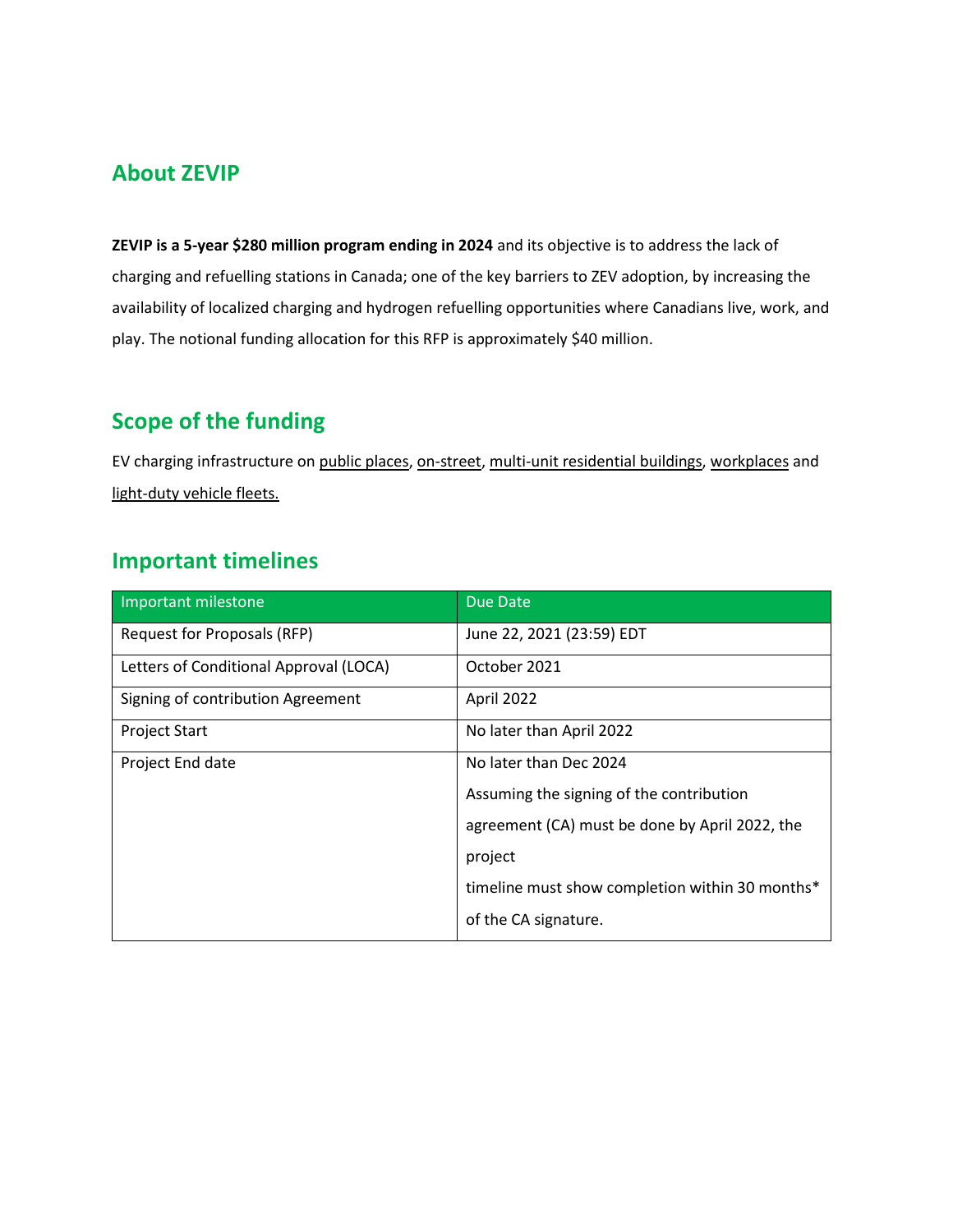## About ZEVIP

**ZEVIP is a 5-year $280 million program ending in 2024** and its objective is to address the lack of charging and refuelling stations in Canada; one of the key barriers to ZEV adoption, by increasing the availability of localized charging and hydrogen refuelling opportunities where Canadians live, work, and play. The notional funding allocation for this RFP is approximately $40 million.

## Scope of the funding

EV charging infrastructure on public places, on-street, multi-unit residential buildings, workplaces and light-duty vehicle fleets.

## Important timelines

| Important milestone | Due Date |
|---|---|
| Request for Proposals (RFP) | June 22, 2021 (23:59) EDT |
| Letters of Conditional Approval (LOCA) | October 2021 |
| Signing of contribution Agreement | April 2022 |
| Project Start | No later than April 2022 |
| Project End date | No later than Dec 2024<br>Assuming the signing of the contribution agreement (CA) must be done by April 2022, the project timeline must show completion within 30 months* of the CA signature. |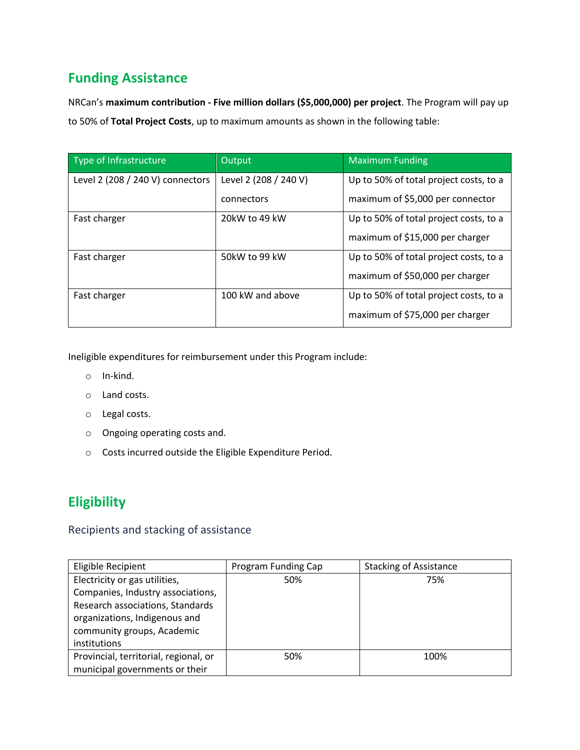## Funding Assistance

NRCan's **maximum contribution - Five million dollars ($5,000,000) per project**. The Program will pay up to 50% of **Total Project Costs**, up to maximum amounts as shown in the following table:

| Type of Infrastructure | Output | Maximum Funding |
|---|---|---|
| Level 2 (208 / 240 V) connectors | Level 2 (208 / 240 V) connectors | Up to 50% of total project costs, to a maximum of $5,000 per connector |
| Fast charger | 20kW to 49 kW | Up to 50% of total project costs, to a maximum of $15,000 per charger |
| Fast charger | 50kW to 99 kW | Up to 50% of total project costs, to a maximum of $50,000 per charger |
| Fast charger | 100 kW and above | Up to 50% of total project costs, to a maximum of $75,000 per charger |

Ineligible expenditures for reimbursement under this Program include:

- In-kind.
- Land costs.
- Legal costs.
- Ongoing operating costs and.
- Costs incurred outside the Eligible Expenditure Period.

## Eligibility

### Recipients and stacking of assistance

| Eligible Recipient | Program Funding Cap | Stacking of Assistance |
|---|---|---|
| Electricity or gas utilities, Companies, Industry associations, Research associations, Standards organizations, Indigenous and community groups, Academic institutions | 50% | 75% |
| Provincial, territorial, regional, or municipal governments or their | 50% | 100% |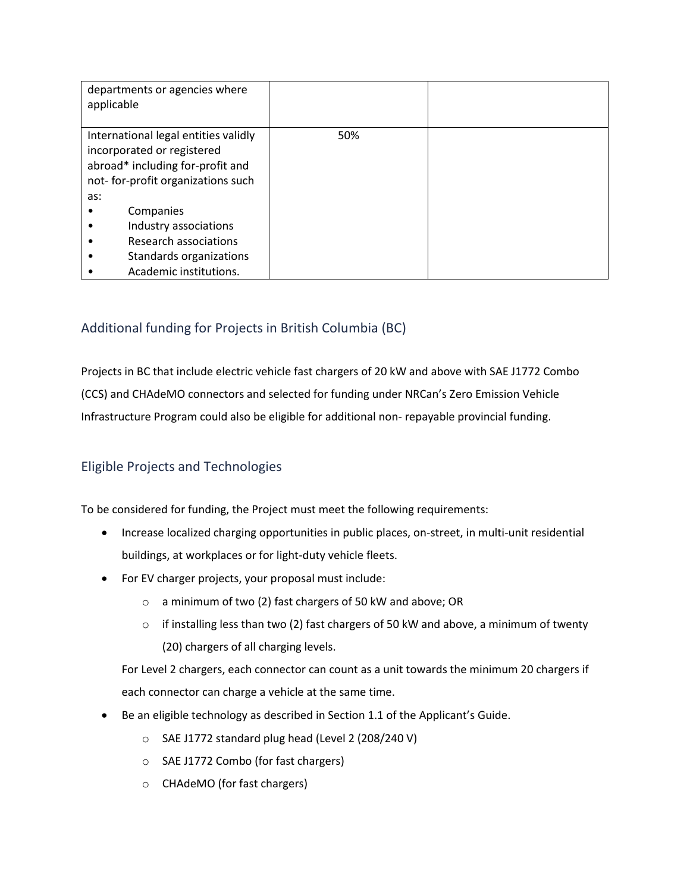| | | |
|---|---|---|
| departments or agencies where applicable | | |
| International legal entities validly incorporated or registered abroad* including for-profit and not- for-profit organizations such as:<br>• Companies<br>• Industry associations<br>• Research associations<br>• Standards organizations<br>• Academic institutions. | 50% | |

## Additional funding for Projects in British Columbia (BC)

Projects in BC that include electric vehicle fast chargers of 20 kW and above with SAE J1772 Combo (CCS) and CHAdeMO connectors and selected for funding under NRCan's Zero Emission Vehicle Infrastructure Program could also be eligible for additional non- repayable provincial funding.

## Eligible Projects and Technologies

To be considered for funding, the Project must meet the following requirements:

- Increase localized charging opportunities in public places, on-street, in multi-unit residential buildings, at workplaces or for light-duty vehicle fleets.
- For EV charger projects, your proposal must include:
  - a minimum of two (2) fast chargers of 50 kW and above; OR
  - if installing less than two (2) fast chargers of 50 kW and above, a minimum of twenty (20) chargers of all charging levels.

  For Level 2 chargers, each connector can count as a unit towards the minimum 20 chargers if each connector can charge a vehicle at the same time.
- Be an eligible technology as described in Section 1.1 of the Applicant's Guide.
  - SAE J1772 standard plug head (Level 2 (208/240 V)
  - SAE J1772 Combo (for fast chargers)
  - CHAdeMO (for fast chargers)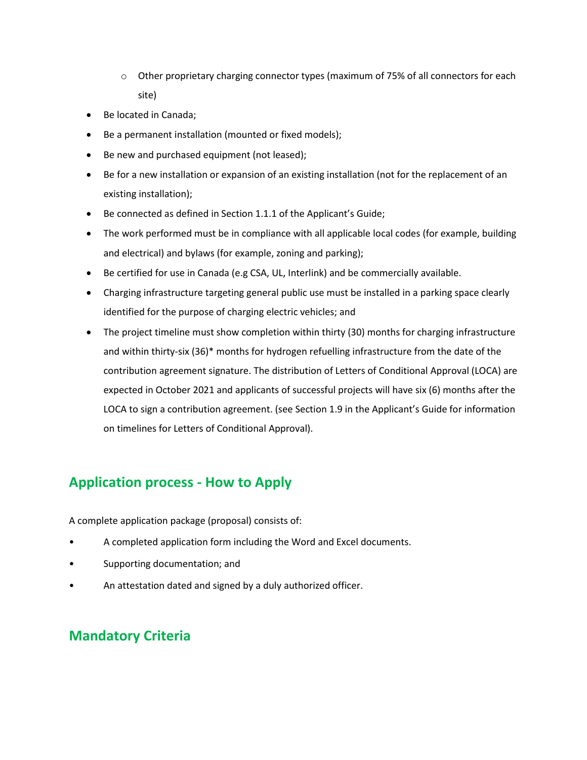- Other proprietary charging connector types (maximum of 75% of all connectors for each site)

- Be located in Canada;
- Be a permanent installation (mounted or fixed models);
- Be new and purchased equipment (not leased);
- Be for a new installation or expansion of an existing installation (not for the replacement of an existing installation);
- Be connected as defined in Section 1.1.1 of the Applicant's Guide;
- The work performed must be in compliance with all applicable local codes (for example, building and electrical) and bylaws (for example, zoning and parking);
- Be certified for use in Canada (e.g CSA, UL, Interlink) and be commercially available.
- Charging infrastructure targeting general public use must be installed in a parking space clearly identified for the purpose of charging electric vehicles; and
- The project timeline must show completion within thirty (30) months for charging infrastructure and within thirty-six (36)* months for hydrogen refuelling infrastructure from the date of the contribution agreement signature. The distribution of Letters of Conditional Approval (LOCA) are expected in October 2021 and applicants of successful projects will have six (6) months after the LOCA to sign a contribution agreement. (see Section 1.9 in the Applicant's Guide for information on timelines for Letters of Conditional Approval).

## Application process - How to Apply

A complete application package (proposal) consists of:

- A completed application form including the Word and Excel documents.
- Supporting documentation; and
- An attestation dated and signed by a duly authorized officer.

## Mandatory Criteria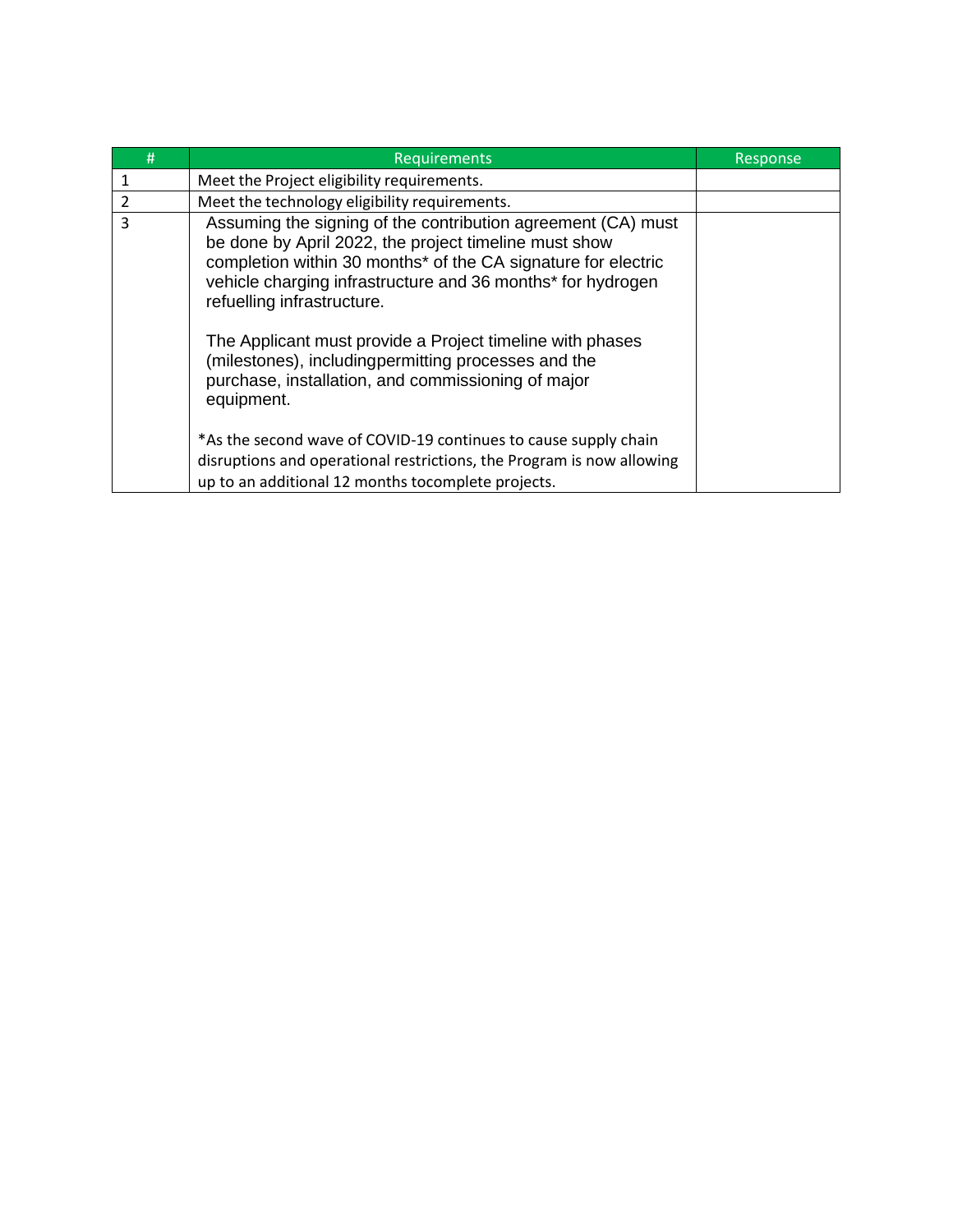| # | Requirements | Response |
|---|---|---|
| 1 | Meet the Project eligibility requirements. | |
| 2 | Meet the technology eligibility requirements. | |
| 3 | Assuming the signing of the contribution agreement (CA) must be done by April 2022, the project timeline must show completion within 30 months* of the CA signature for electric vehicle charging infrastructure and 36 months* for hydrogen refuelling infrastructure.<br><br>The Applicant must provide a Project timeline with phases (milestones), includingpermitting processes and the purchase, installation, and commissioning of major equipment.<br><br>*As the second wave of COVID-19 continues to cause supply chain disruptions and operational restrictions, the Program is now allowing up to an additional 12 months tocomplete projects. | |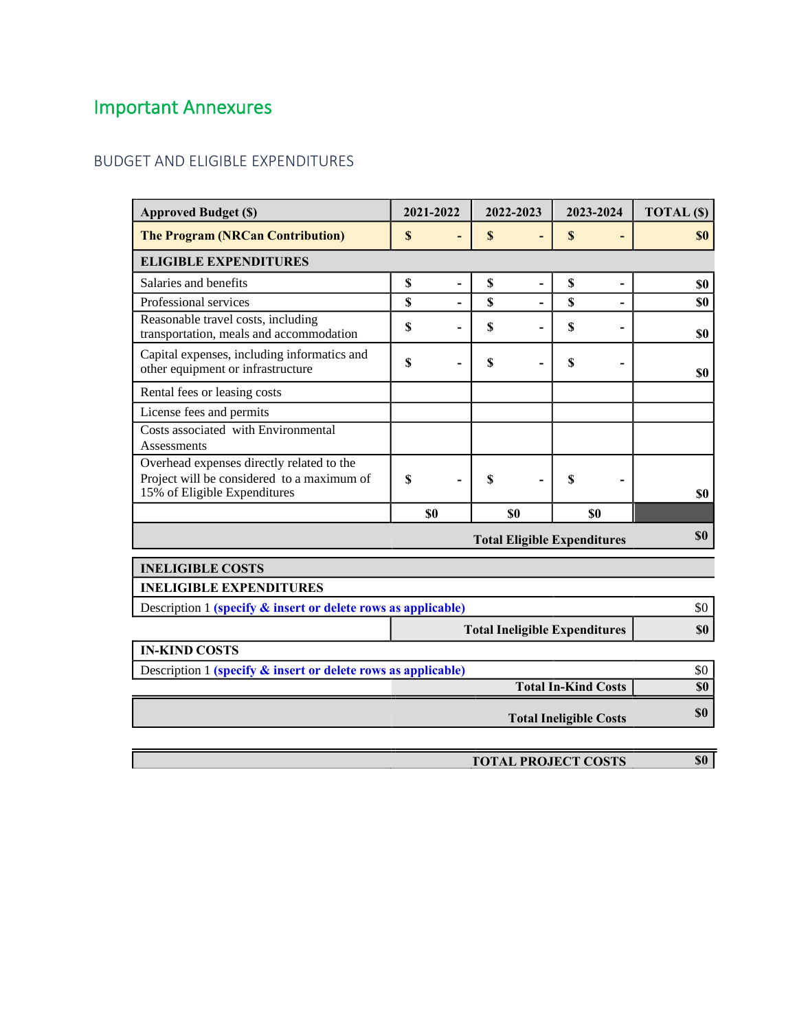# Important Annexures

## BUDGET AND ELIGIBLE EXPENDITURES

| Approved Budget ($) | 2021-2022 | 2022-2023 | 2023-2024 | TOTAL ($) |
|---|---|---|---|---|
| **The Program (NRCan Contribution)** | **$ -** | **$ -** | **$ -** | **$0** |
| **ELIGIBLE EXPENDITURES** | | | | |
| Salaries and benefits | $ - | $ - | $ - | $0 |
| Professional services | $ - | $ - | $ - | $0 |
| Reasonable travel costs, including transportation, meals and accommodation | $ - | $ - | $ - | $0 |
| Capital expenses, including informatics and other equipment or infrastructure | $ - | $ - | $ - | $0 |
| Rental fees or leasing costs | | | | |
| License fees and permits | | | | |
| Costs associated with Environmental Assessments | | | | |
| Overhead expenses directly related to the Project will be considered to a maximum of 15% of Eligible Expenditures | $ - | $ - | $ - | $0 |
| | $0 | $0 | $0 | |
| | | | **Total Eligible Expenditures** | **$0** |
| **INELIGIBLE COSTS** | | | | |
| **INELIGIBLE EXPENDITURES** | | | | |
| Description 1 **(specify & insert or delete rows as applicable)** | | | | $0 |
| | | | **Total Ineligible Expenditures** | **$0** |
| **IN-KIND COSTS** | | | | |
| Description 1 **(specify & insert or delete rows as applicable)** | | | | $0 |
| | | | **Total In-Kind Costs** | **$0** |
| | | | **Total Ineligible Costs** | **$0** |
| | | | **TOTAL PROJECT COSTS** | **$0** |